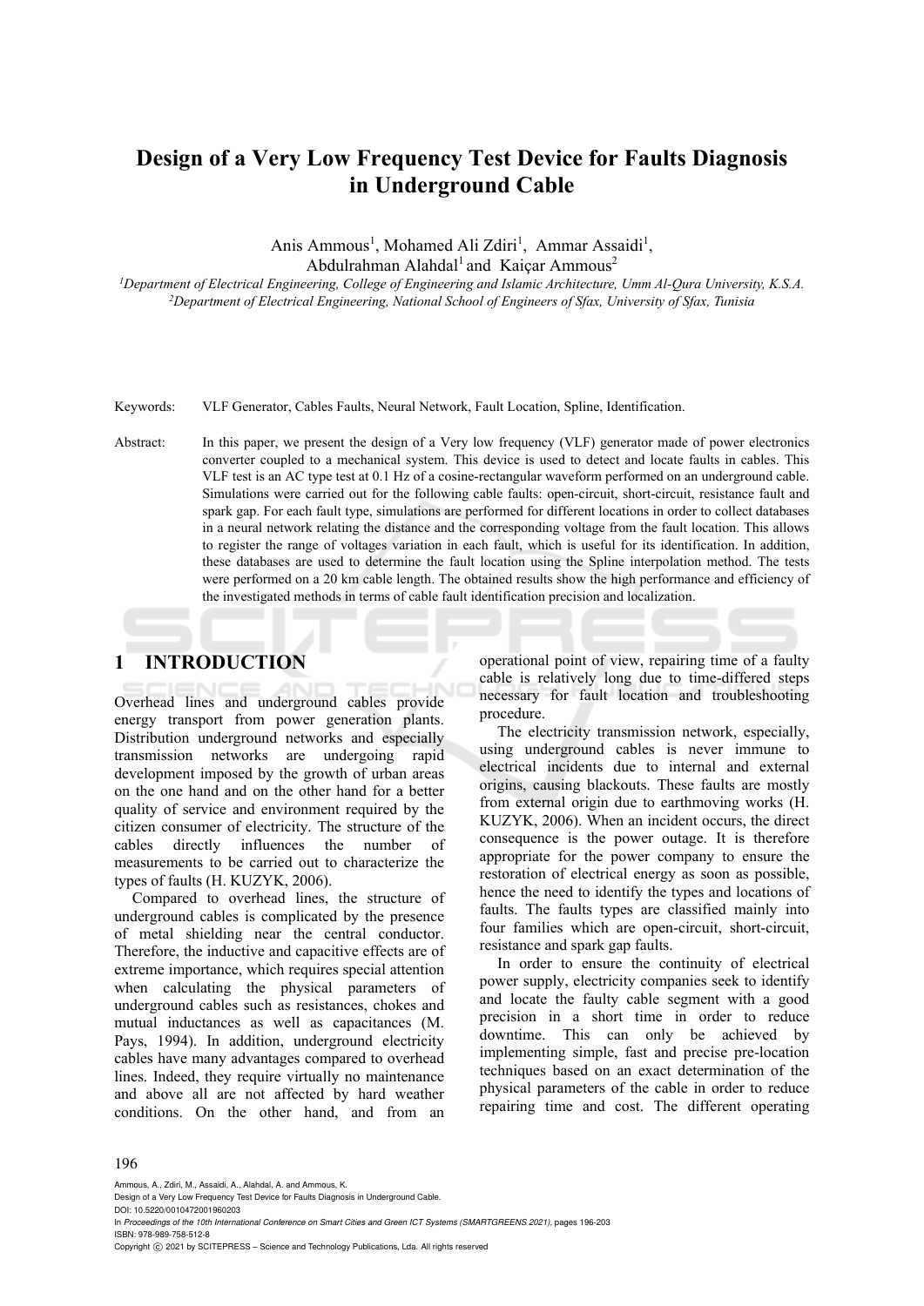# Design of a Very Low Frequency Test Device for Faults Diagnosis in Underground Cable

Anis Ammous[1], Mohamed Ali Zdiri[1], Ammar Assaidi[1], Abdulrahman Alahdal[1] and Kaiçar Ammous[2]

[1]*Department of Electrical Engineering, College of Engineering and Islamic Architecture, Umm Al-Qura University, K.S.A.*
[2]*Department of Electrical Engineering, National School of Engineers of Sfax, University of Sfax, Tunisia*

Keywords: VLF Generator, Cables Faults, Neural Network, Fault Location, Spline, Identification.

Abstract: In this paper, we present the design of a Very low frequency (VLF) generator made of power electronics converter coupled to a mechanical system. This device is used to detect and locate faults in cables. This VLF test is an AC type test at 0.1 Hz of a cosine-rectangular waveform performed on an underground cable. Simulations were carried out for the following cable faults: open-circuit, short-circuit, resistance fault and spark gap. For each fault type, simulations are performed for different locations in order to collect databases in a neural network relating the distance and the corresponding voltage from the fault location. This allows to register the range of voltages variation in each fault, which is useful for its identification. In addition, these databases are used to determine the fault location using the Spline interpolation method. The tests were performed on a 20 km cable length. The obtained results show the high performance and efficiency of the investigated methods in terms of cable fault identification precision and localization.

## 1 INTRODUCTION

Overhead lines and underground cables provide energy transport from power generation plants. Distribution underground networks and especially transmission networks are undergoing rapid development imposed by the growth of urban areas on the one hand and on the other hand for a better quality of service and environment required by the citizen consumer of electricity. The structure of the cables directly influences the number of measurements to be carried out to characterize the types of faults (H. KUZYK, 2006).

Compared to overhead lines, the structure of underground cables is complicated by the presence of metal shielding near the central conductor. Therefore, the inductive and capacitive effects are of extreme importance, which requires special attention when calculating the physical parameters of underground cables such as resistances, chokes and mutual inductances as well as capacitances (M. Pays, 1994). In addition, underground electricity cables have many advantages compared to overhead lines. Indeed, they require virtually no maintenance and above all are not affected by hard weather conditions. On the other hand, and from an operational point of view, repairing time of a faulty cable is relatively long due to time-differed steps necessary for fault location and troubleshooting procedure.

The electricity transmission network, especially, using underground cables is never immune to electrical incidents due to internal and external origins, causing blackouts. These faults are mostly from external origin due to earthmoving works (H. KUZYK, 2006). When an incident occurs, the direct consequence is the power outage. It is therefore appropriate for the power company to ensure the restoration of electrical energy as soon as possible, hence the need to identify the types and locations of faults. The faults types are classified mainly into four families which are open-circuit, short-circuit, resistance and spark gap faults.

In order to ensure the continuity of electrical power supply, electricity companies seek to identify and locate the faulty cable segment with a good precision in a short time in order to reduce downtime. This can only be achieved by implementing simple, fast and precise pre-location techniques based on an exact determination of the physical parameters of the cable in order to reduce repairing time and cost. The different operating

Ammous, A., Zdiri, M., Assaidi, A., Alahdal, A. and Ammous, K.
Design of a Very Low Frequency Test Device for Faults Diagnosis in Underground Cable.
DOI: 10.5220/0010472001960203
In *Proceedings of the 10th International Conference on Smart Cities and Green ICT Systems (SMARTGREENS 2021)*, pages 196-203
ISBN: 978-989-758-512-8
Copyright © 2021 by SCITEPRESS – Science and Technology Publications, Lda. All rights reserved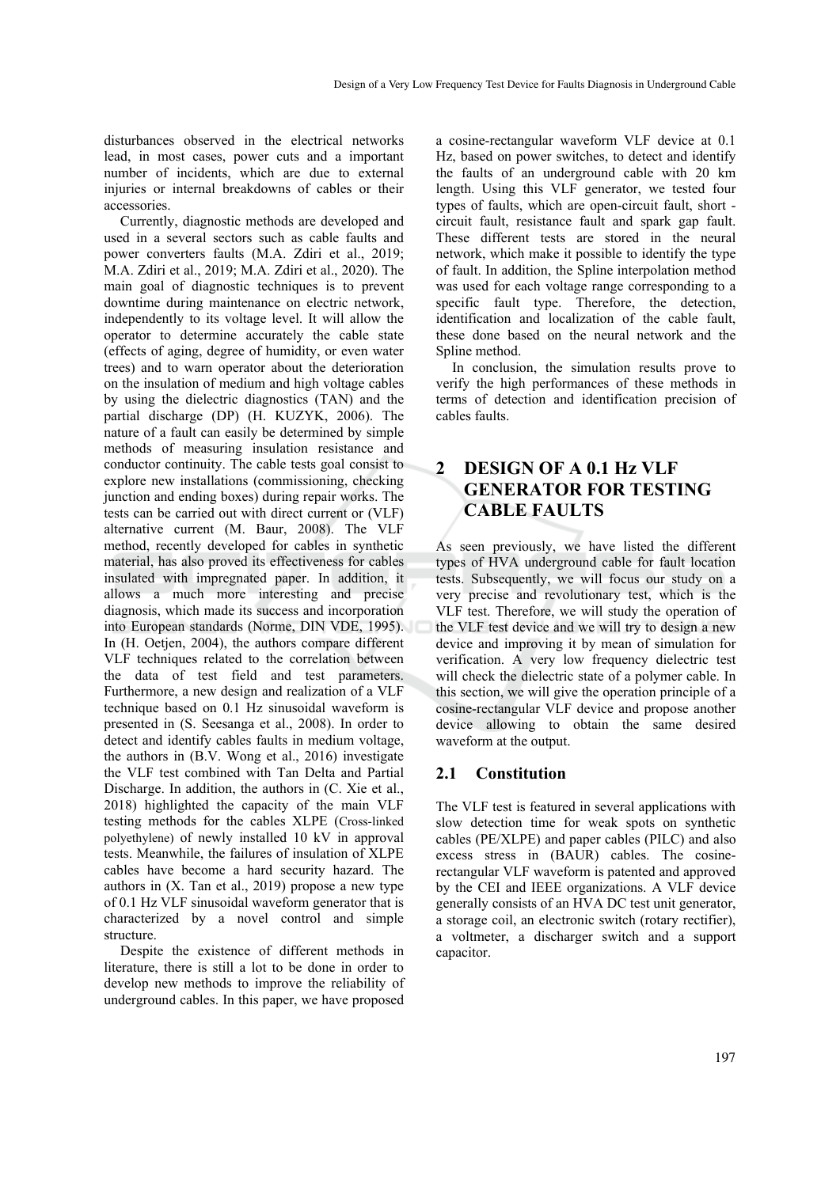disturbances observed in the electrical networks lead, in most cases, power cuts and a important number of incidents, which are due to external injuries or internal breakdowns of cables or their accessories.

Currently, diagnostic methods are developed and used in a several sectors such as cable faults and power converters faults (M.A. Zdiri et al., 2019; M.A. Zdiri et al., 2019; M.A. Zdiri et al., 2020). The main goal of diagnostic techniques is to prevent downtime during maintenance on electric network, independently to its voltage level. It will allow the operator to determine accurately the cable state (effects of aging, degree of humidity, or even water trees) and to warn operator about the deterioration on the insulation of medium and high voltage cables by using the dielectric diagnostics (TAN) and the partial discharge (DP) (H. KUZYK, 2006). The nature of a fault can easily be determined by simple methods of measuring insulation resistance and conductor continuity. The cable tests goal consist to explore new installations (commissioning, checking junction and ending boxes) during repair works. The tests can be carried out with direct current or (VLF) alternative current (M. Baur, 2008). The VLF method, recently developed for cables in synthetic material, has also proved its effectiveness for cables insulated with impregnated paper. In addition, it allows a much more interesting and precise diagnosis, which made its success and incorporation into European standards (Norme, DIN VDE, 1995). In (H. Oetjen, 2004), the authors compare different VLF techniques related to the correlation between the data of test field and test parameters. Furthermore, a new design and realization of a VLF technique based on 0.1 Hz sinusoidal waveform is presented in (S. Seesanga et al., 2008). In order to detect and identify cables faults in medium voltage, the authors in (B.V. Wong et al., 2016) investigate the VLF test combined with Tan Delta and Partial Discharge. In addition, the authors in (C. Xie et al., 2018) highlighted the capacity of the main VLF testing methods for the cables XLPE (Cross-linked polyethylene) of newly installed 10 kV in approval tests. Meanwhile, the failures of insulation of XLPE cables have become a hard security hazard. The authors in (X. Tan et al., 2019) propose a new type of 0.1 Hz VLF sinusoidal waveform generator that is characterized by a novel control and simple structure.

Despite the existence of different methods in literature, there is still a lot to be done in order to develop new methods to improve the reliability of underground cables. In this paper, we have proposed a cosine-rectangular waveform VLF device at 0.1 Hz, based on power switches, to detect and identify the faults of an underground cable with 20 km length. Using this VLF generator, we tested four types of faults, which are open-circuit fault, short - circuit fault, resistance fault and spark gap fault. These different tests are stored in the neural network, which make it possible to identify the type of fault. In addition, the Spline interpolation method was used for each voltage range corresponding to a specific fault type. Therefore, the detection, identification and localization of the cable fault, these done based on the neural network and the Spline method.

In conclusion, the simulation results prove to verify the high performances of these methods in terms of detection and identification precision of cables faults.

## 2 DESIGN OF A 0.1 Hz VLF GENERATOR FOR TESTING CABLE FAULTS

As seen previously, we have listed the different types of HVA underground cable for fault location tests. Subsequently, we will focus our study on a very precise and revolutionary test, which is the VLF test. Therefore, we will study the operation of the VLF test device and we will try to design a new device and improving it by mean of simulation for verification. A very low frequency dielectric test will check the dielectric state of a polymer cable. In this section, we will give the operation principle of a cosine-rectangular VLF device and propose another device allowing to obtain the same desired waveform at the output.

### 2.1 Constitution

The VLF test is featured in several applications with slow detection time for weak spots on synthetic cables (PE/XLPE) and paper cables (PILC) and also excess stress in (BAUR) cables. The cosine-rectangular VLF waveform is patented and approved by the CEI and IEEE organizations. A VLF device generally consists of an HVA DC test unit generator, a storage coil, an electronic switch (rotary rectifier), a voltmeter, a discharger switch and a support capacitor.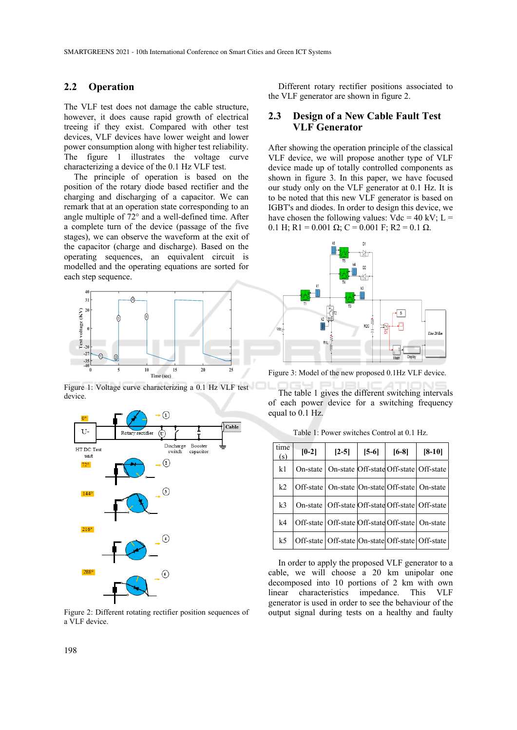## 2.2 Operation

The VLF test does not damage the cable structure, however, it does cause rapid growth of electrical treeing if they exist. Compared with other test devices, VLF devices have lower weight and lower power consumption along with higher test reliability. The figure 1 illustrates the voltage curve characterizing a device of the 0.1 Hz VLF test.

The principle of operation is based on the position of the rotary diode based rectifier and the charging and discharging of a capacitor. We can remark that at an operation state corresponding to an angle multiple of 72° and a well-defined time. After a complete turn of the device (passage of the five stages), we can observe the waveform at the exit of the capacitor (charge and discharge). Based on the operating sequences, an equivalent circuit is modelled and the operating equations are sorted for each step sequence.

Figure 1: Voltage curve characterizing a 0.1 Hz VLF test device.

Figure 2: Different rotating rectifier position sequences of a VLF device.

Different rotary rectifier positions associated to the VLF generator are shown in figure 2.

## 2.3 Design of a New Cable Fault Test VLF Generator

After showing the operation principle of the classical VLF device, we will propose another type of VLF device made up of totally controlled components as shown in figure 3. In this paper, we have focused our study only on the VLF generator at 0.1 Hz. It is to be noted that this new VLF generator is based on IGBT's and diodes. In order to design this device, we have chosen the following values: Vdc = 40 kV; L = 0.1 H; R1 = 0.001 Ω; C = 0.001 F; R2 = 0.1 Ω.

Figure 3: Model of the new proposed 0.1Hz VLF device.

The table 1 gives the different switching intervals of each power device for a switching frequency equal to 0.1 Hz.

Table 1: Power switches Control at 0.1 Hz.

| time (s) | [0-2] | [2-5] | [5-6] | [6-8] | [8-10] |
|---|---|---|---|---|---|
| k1 | On-state | On-state | Off-state | Off-state | Off-state |
| k2 | Off-state | On-state | On-state | Off-state | On-state |
| k3 | On-state | Off-state | Off-state | Off-state | Off-state |
| k4 | Off-state | Off-state | Off-state | Off-state | On-state |
| k5 | Off-state | Off-state | On-state | Off-state | Off-state |

In order to apply the proposed VLF generator to a cable, we will choose a 20 km unipolar one decomposed into 10 portions of 2 km with own linear characteristics impedance. This VLF generator is used in order to see the behaviour of the output signal during tests on a healthy and faulty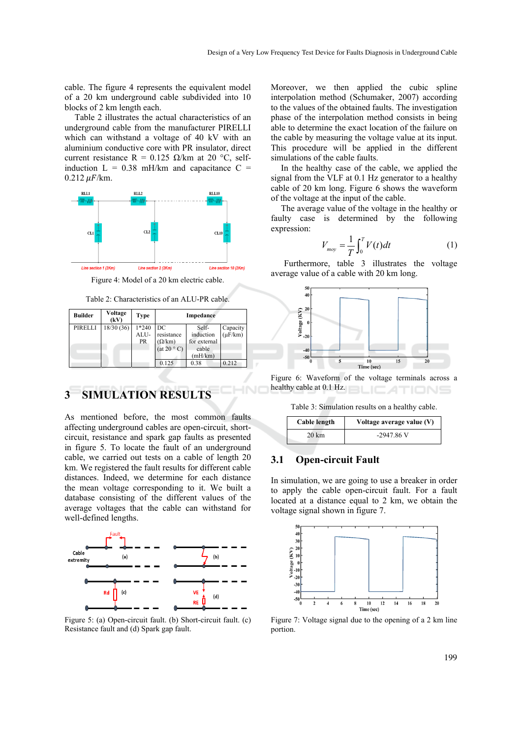cable. The figure 4 represents the equivalent model of a 20 km underground cable subdivided into 10 blocks of 2 km length each.

Table 2 illustrates the actual characteristics of an underground cable from the manufacturer PIRELLI which can withstand a voltage of 40 kV with an aluminium conductive core with PR insulator, direct current resistance R = 0.125 Ω/km at 20 °C, self-induction L = 0.38 mH/km and capacitance C = 0.212 $\mu F$/km.

Figure 4: Model of a 20 km electric cable.

Table 2: Characteristics of an ALU-PR cable.

| Builder | Voltage (kV) | Type | Impedance | | |
|---|---|---|---|---|---|
| PIRELLI | 18/30 (36) | 1*240 ALU-PR | DC resistance (Ω/km) (at 20 ° C) | Self-induction for external cable (mH/km) | Capacity (µF/km) |
| | | | 0.125 | 0.38 | 0.212 |

## 3 SIMULATION RESULTS

As mentioned before, the most common faults affecting underground cables are open-circuit, short-circuit, resistance and spark gap faults as presented in figure 5. To locate the fault of an underground cable, we carried out tests on a cable of length 20 km. We registered the fault results for different cable distances. Indeed, we determine for each distance the mean voltage corresponding to it. We built a database consisting of the different values of the average voltages that the cable can withstand for well-defined lengths.

Figure 5: (a) Open-circuit fault. (b) Short-circuit fault. (c) Resistance fault and (d) Spark gap fault.

Moreover, we then applied the cubic spline interpolation method (Schumaker, 2007) according to the values of the obtained faults. The investigation phase of the interpolation method consists in being able to determine the exact location of the failure on the cable by measuring the voltage value at its input. This procedure will be applied in the different simulations of the cable faults.

In the healthy case of the cable, we applied the signal from the VLF at 0.1 Hz generator to a healthy cable of 20 km long. Figure 6 shows the waveform of the voltage at the input of the cable.

The average value of the voltage in the healthy or faulty case is determined by the following expression:

$$V_{moy} = \frac{1}{T}\int_{0}^{T} V(t)dt \tag{1}$$

Furthermore, table 3 illustrates the voltage average value of a cable with 20 km long.

Figure 6: Waveform of the voltage terminals across a healthy cable at 0.1 Hz.

Table 3: Simulation results on a healthy cable.

| Cable length | Voltage average value (V) |
|---|---|
| 20 km | -2947.86 V |

### 3.1 Open-circuit Fault

In simulation, we are going to use a breaker in order to apply the cable open-circuit fault. For a fault located at a distance equal to 2 km, we obtain the voltage signal shown in figure 7.

Figure 7: Voltage signal due to the opening of a 2 km line portion.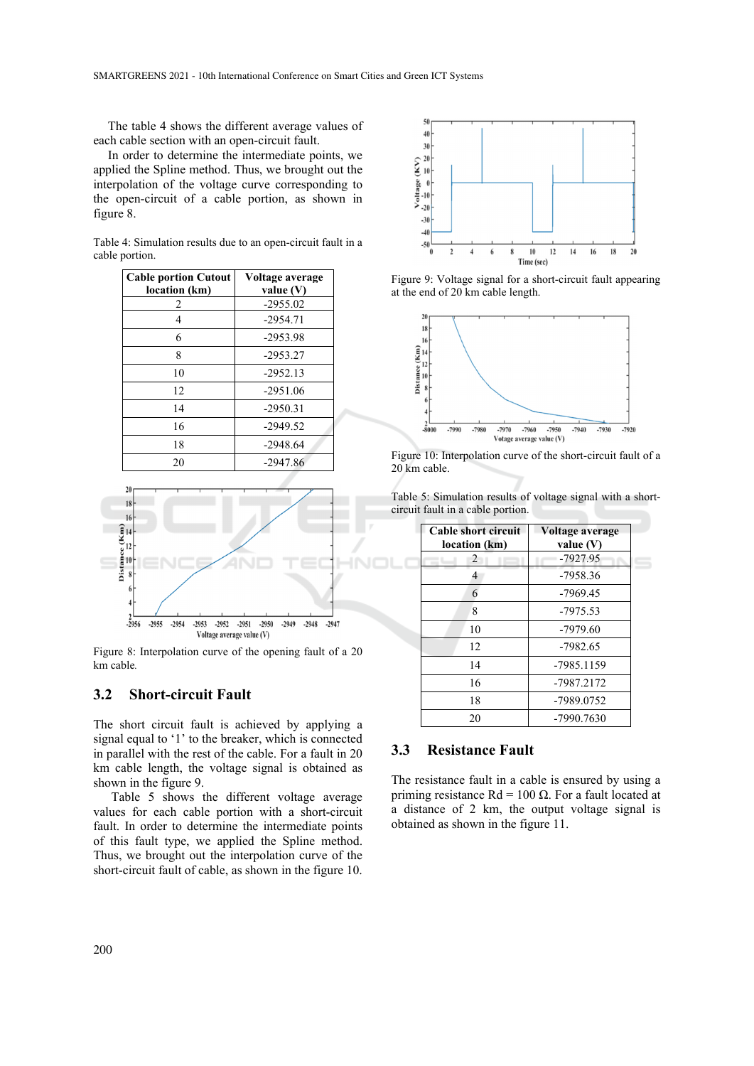The table 4 shows the different average values of each cable section with an open-circuit fault.

In order to determine the intermediate points, we applied the Spline method. Thus, we brought out the interpolation of the voltage curve corresponding to the open-circuit of a cable portion, as shown in figure 8.

Table 4: Simulation results due to an open-circuit fault in a cable portion.

| Cable portion Cutout location (km) | Voltage average value (V) |
|---|---|
| 2 | -2955.02 |
| 4 | -2954.71 |
| 6 | -2953.98 |
| 8 | -2953.27 |
| 10 | -2952.13 |
| 12 | -2951.06 |
| 14 | -2950.31 |
| 16 | -2949.52 |
| 18 | -2948.64 |
| 20 | -2947.86 |

Figure 8: Interpolation curve of the opening fault of a 20 km cable.

## 3.2 Short-circuit Fault

The short circuit fault is achieved by applying a signal equal to '1' to the breaker, which is connected in parallel with the rest of the cable. For a fault in 20 km cable length, the voltage signal is obtained as shown in the figure 9.

Table 5 shows the different voltage average values for each cable portion with a short-circuit fault. In order to determine the intermediate points of this fault type, we applied the Spline method. Thus, we brought out the interpolation curve of the short-circuit fault of cable, as shown in the figure 10.

Figure 9: Voltage signal for a short-circuit fault appearing at the end of 20 km cable length.

Figure 10: Interpolation curve of the short-circuit fault of a 20 km cable.

Table 5: Simulation results of voltage signal with a short-circuit fault in a cable portion.

| Cable short circuit location (km) | Voltage average value (V) |
|---|---|
| 2 | -7927.95 |
| 4 | -7958.36 |
| 6 | -7969.45 |
| 8 | -7975.53 |
| 10 | -7979.60 |
| 12 | -7982.65 |
| 14 | -7985.1159 |
| 16 | -7987.2172 |
| 18 | -7989.0752 |
| 20 | -7990.7630 |

## 3.3 Resistance Fault

The resistance fault in a cable is ensured by using a priming resistance Rd = 100 Ω. For a fault located at a distance of 2 km, the output voltage signal is obtained as shown in the figure 11.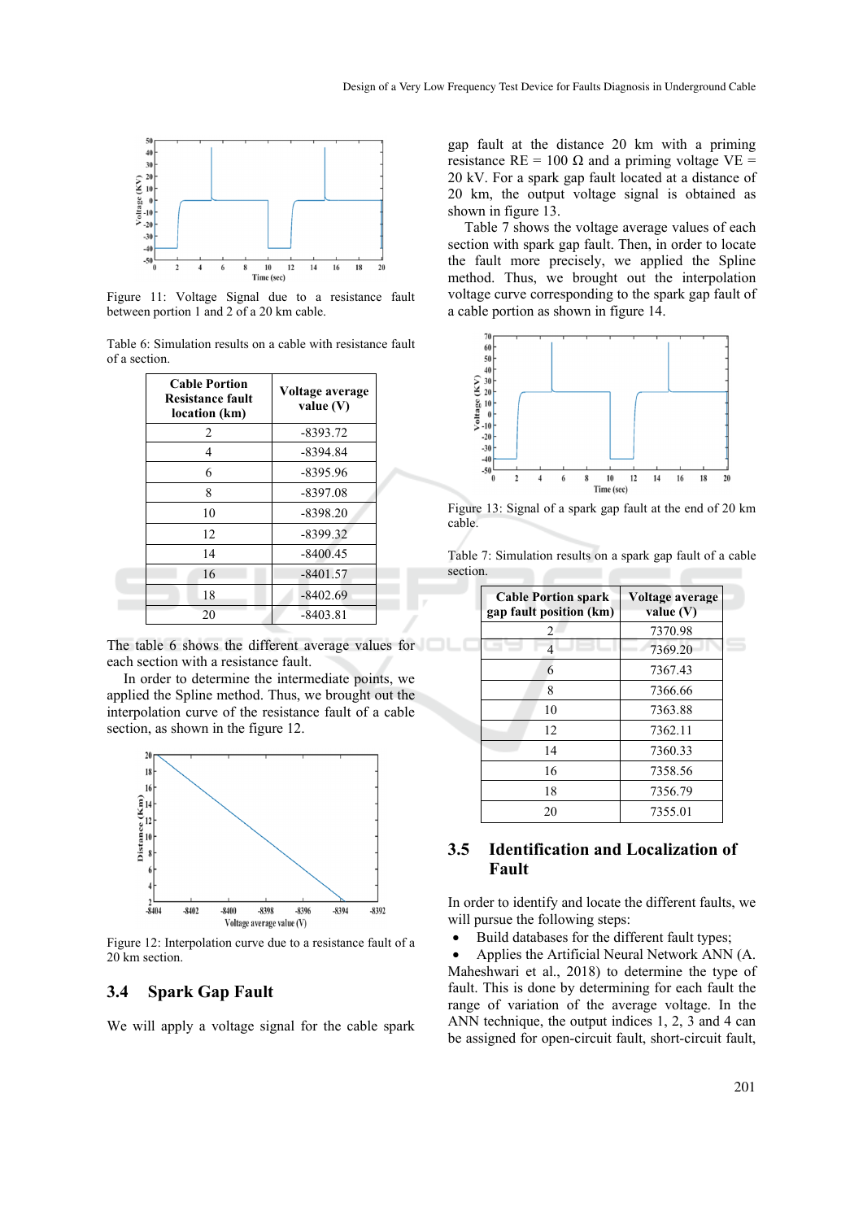Figure 11: Voltage Signal due to a resistance fault between portion 1 and 2 of a 20 km cable.

Table 6: Simulation results on a cable with resistance fault of a section.

| Cable Portion Resistance fault location (km) | Voltage average value (V) |
|---|---|
| 2 | -8393.72 |
| 4 | -8394.84 |
| 6 | -8395.96 |
| 8 | -8397.08 |
| 10 | -8398.20 |
| 12 | -8399.32 |
| 14 | -8400.45 |
| 16 | -8401.57 |
| 18 | -8402.69 |
| 20 | -8403.81 |

The table 6 shows the different average values for each section with a resistance fault.

In order to determine the intermediate points, we applied the Spline method. Thus, we brought out the interpolation curve of the resistance fault of a cable section, as shown in the figure 12.

Figure 12: Interpolation curve due to a resistance fault of a 20 km section.

## 3.4 Spark Gap Fault

We will apply a voltage signal for the cable spark gap fault at the distance 20 km with a priming resistance RE = 100 Ω and a priming voltage VE = 20 kV. For a spark gap fault located at a distance of 20 km, the output voltage signal is obtained as shown in figure 13.

Table 7 shows the voltage average values of each section with spark gap fault. Then, in order to locate the fault more precisely, we applied the Spline method. Thus, we brought out the interpolation voltage curve corresponding to the spark gap fault of a cable portion as shown in figure 14.

Figure 13: Signal of a spark gap fault at the end of 20 km cable.

Table 7: Simulation results on a spark gap fault of a cable section.

| Cable Portion spark gap fault position (km) | Voltage average value (V) |
|---|---|
| 2 | 7370.98 |
| 4 | 7369.20 |
| 6 | 7367.43 |
| 8 | 7366.66 |
| 10 | 7363.88 |
| 12 | 7362.11 |
| 14 | 7360.33 |
| 16 | 7358.56 |
| 18 | 7356.79 |
| 20 | 7355.01 |

## 3.5 Identification and Localization of Fault

In order to identify and locate the different faults, we will pursue the following steps:

- Build databases for the different fault types;
- Applies the Artificial Neural Network ANN (A. Maheshwari et al., 2018) to determine the type of fault. This is done by determining for each fault the range of variation of the average voltage. In the ANN technique, the output indices 1, 2, 3 and 4 can be assigned for open-circuit fault, short-circuit fault,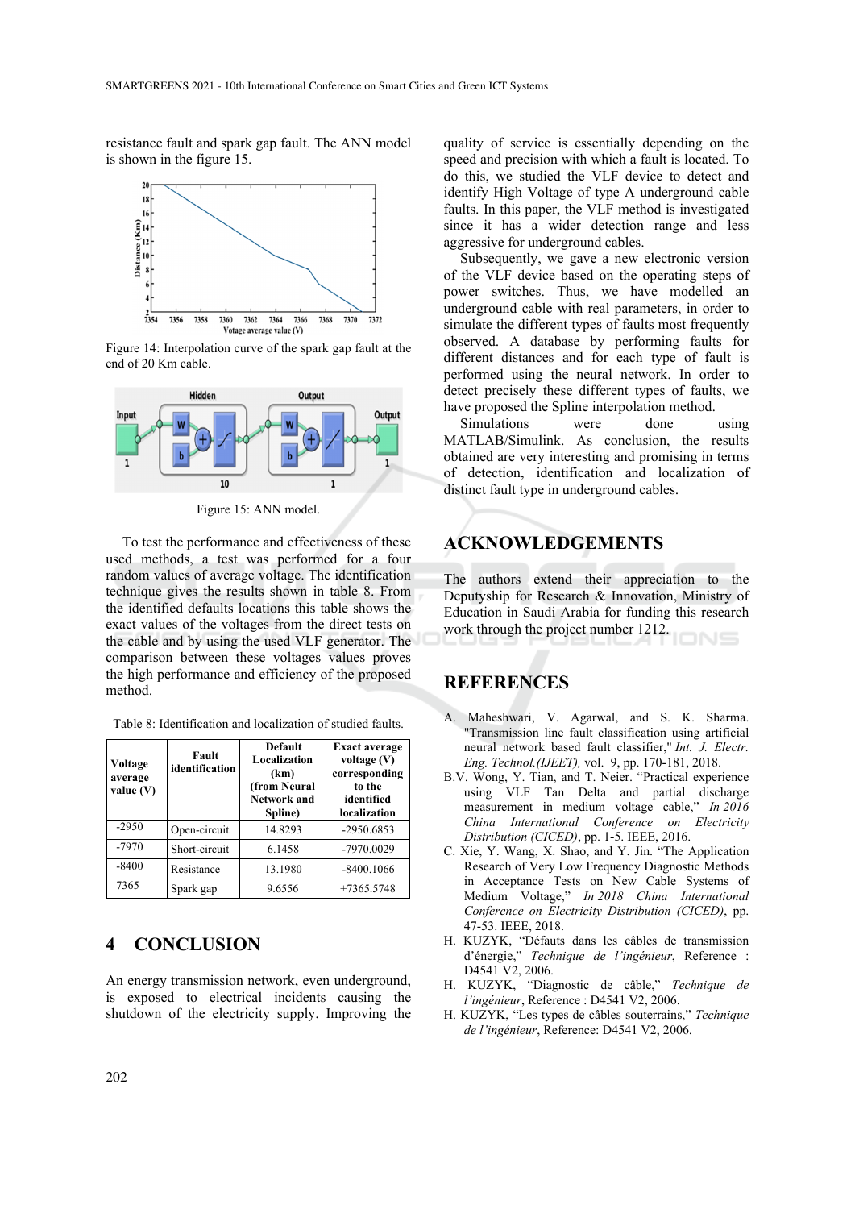resistance fault and spark gap fault. The ANN model is shown in the figure 15.

Figure 14: Interpolation curve of the spark gap fault at the end of 20 Km cable.

Figure 15: ANN model.

To test the performance and effectiveness of these used methods, a test was performed for a four random values of average voltage. The identification technique gives the results shown in table 8. From the identified defaults locations this table shows the exact values of the voltages from the direct tests on the cable and by using the used VLF generator. The comparison between these voltages values proves the high performance and efficiency of the proposed method.

Table 8: Identification and localization of studied faults.

| Voltage average value (V) | Fault identification | Default Localization (km) (from Neural Network and Spline) | Exact average voltage (V) corresponding to the identified localization |
|---|---|---|---|
| -2950 | Open-circuit | 14.8293 | -2950.6853 |
| -7970 | Short-circuit | 6.1458 | -7970.0029 |
| -8400 | Resistance | 13.1980 | -8400.1066 |
| 7365 | Spark gap | 9.6556 | +7365.5748 |

## 4 CONCLUSION

An energy transmission network, even underground, is exposed to electrical incidents causing the shutdown of the electricity supply. Improving the quality of service is essentially depending on the speed and precision with which a fault is located. To do this, we studied the VLF device to detect and identify High Voltage of type A underground cable faults. In this paper, the VLF method is investigated since it has a wider detection range and less aggressive for underground cables.

Subsequently, we gave a new electronic version of the VLF device based on the operating steps of power switches. Thus, we have modelled an underground cable with real parameters, in order to simulate the different types of faults most frequently observed. A database by performing faults for different distances and for each type of fault is performed using the neural network. In order to detect precisely these different types of faults, we have proposed the Spline interpolation method.

Simulations were done using MATLAB/Simulink. As conclusion, the results obtained are very interesting and promising in terms of detection, identification and localization of distinct fault type in underground cables.

## ACKNOWLEDGEMENTS

The authors extend their appreciation to the Deputyship for Research & Innovation, Ministry of Education in Saudi Arabia for funding this research work through the project number 1212.

## REFERENCES

A. Maheshwari, V. Agarwal, and S. K. Sharma. "Transmission line fault classification using artificial neural network based fault classifier," *Int. J. Electr. Eng. Technol.(IJEET),* vol. 9, pp. 170-181, 2018.

B.V. Wong, Y. Tian, and T. Neier. "Practical experience using VLF Tan Delta and partial discharge measurement in medium voltage cable," *In 2016 China International Conference on Electricity Distribution (CICED)*, pp. 1-5. IEEE, 2016.

C. Xie, Y. Wang, X. Shao, and Y. Jin. "The Application Research of Very Low Frequency Diagnostic Methods in Acceptance Tests on New Cable Systems of Medium Voltage," *In 2018 China International Conference on Electricity Distribution (CICED)*, pp. 47-53. IEEE, 2018.

H. KUZYK, "Défauts dans les câbles de transmission d'énergie," *Technique de l'ingénieur*, Reference : D4541 V2, 2006.

H. KUZYK, "Diagnostic de câble," *Technique de l'ingénieur*, Reference : D4541 V2, 2006.

H. KUZYK, "Les types de câbles souterrains," *Technique de l'ingénieur*, Reference: D4541 V2, 2006.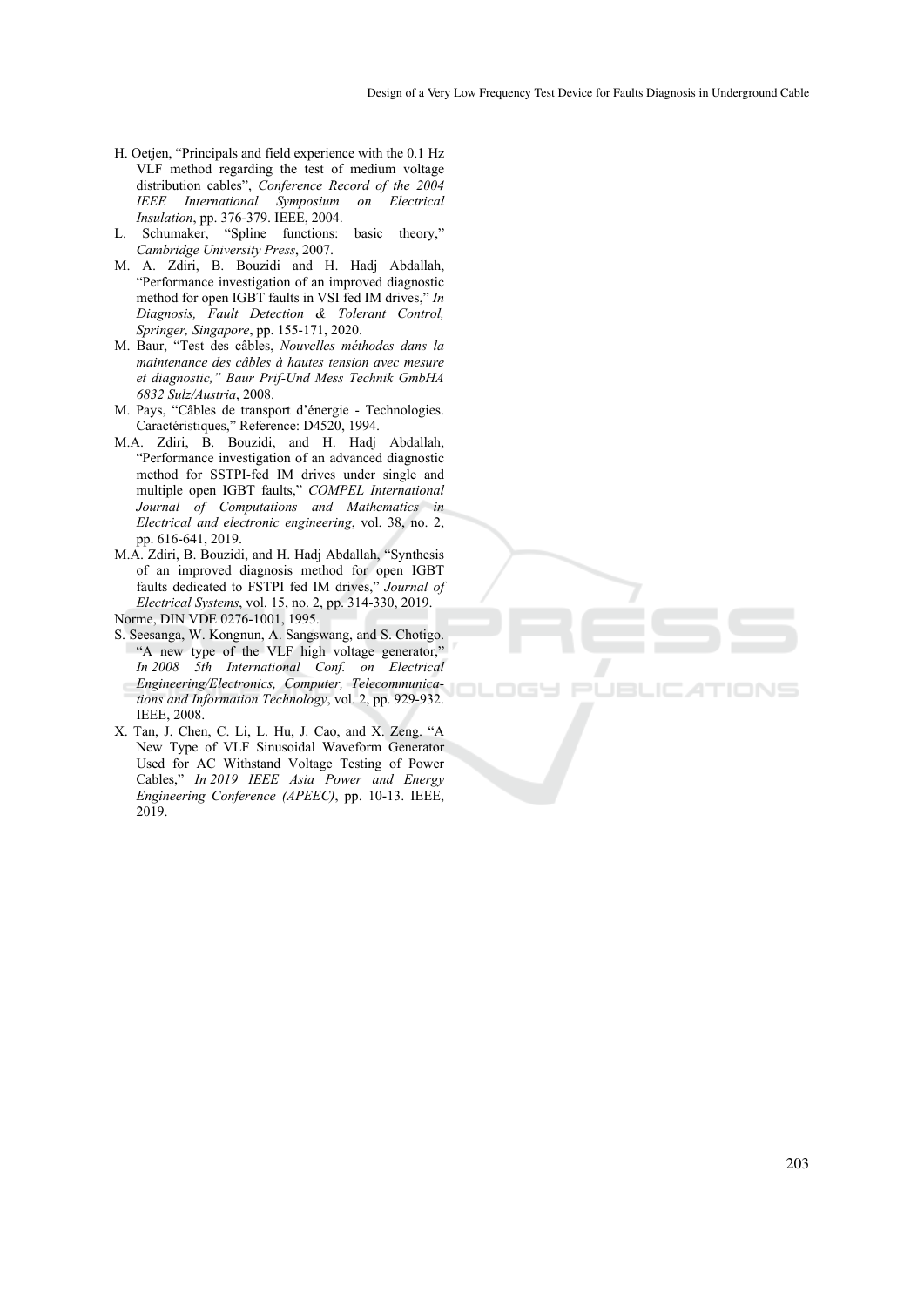H. Oetjen, "Principals and field experience with the 0.1 Hz VLF method regarding the test of medium voltage distribution cables", *Conference Record of the 2004 IEEE International Symposium on Electrical Insulation*, pp. 376-379. IEEE, 2004.

L. Schumaker, "Spline functions: basic theory," *Cambridge University Press*, 2007.

M. A. Zdiri, B. Bouzidi and H. Hadj Abdallah, "Performance investigation of an improved diagnostic method for open IGBT faults in VSI fed IM drives," *In Diagnosis, Fault Detection & Tolerant Control, Springer, Singapore*, pp. 155-171, 2020.

M. Baur, "Test des câbles, *Nouvelles méthodes dans la maintenance des câbles à hautes tension avec mesure et diagnostic," Baur Prif-Und Mess Technik GmbHA 6832 Sulz/Austria*, 2008.

M. Pays, "Câbles de transport d'énergie - Technologies. Caractéristiques," Reference: D4520, 1994.

M.A. Zdiri, B. Bouzidi, and H. Hadj Abdallah, "Performance investigation of an advanced diagnostic method for SSTPI-fed IM drives under single and multiple open IGBT faults," *COMPEL International Journal of Computations and Mathematics in Electrical and electronic engineering*, vol. 38, no. 2, pp. 616-641, 2019.

M.A. Zdiri, B. Bouzidi, and H. Hadj Abdallah, "Synthesis of an improved diagnosis method for open IGBT faults dedicated to FSTPI fed IM drives," *Journal of Electrical Systems*, vol. 15, no. 2, pp. 314-330, 2019.

Norme, DIN VDE 0276-1001, 1995.

S. Seesanga, W. Kongnun, A. Sangswang, and S. Chotigo. "A new type of the VLF high voltage generator," *In 2008 5th International Conf. on Electrical Engineering/Electronics, Computer, Telecommunications and Information Technology*, vol. 2, pp. 929-932. IEEE, 2008.

X. Tan, J. Chen, C. Li, L. Hu, J. Cao, and X. Zeng. "A New Type of VLF Sinusoidal Waveform Generator Used for AC Withstand Voltage Testing of Power Cables," *In 2019 IEEE Asia Power and Energy Engineering Conference (APEEC)*, pp. 10-13. IEEE, 2019.